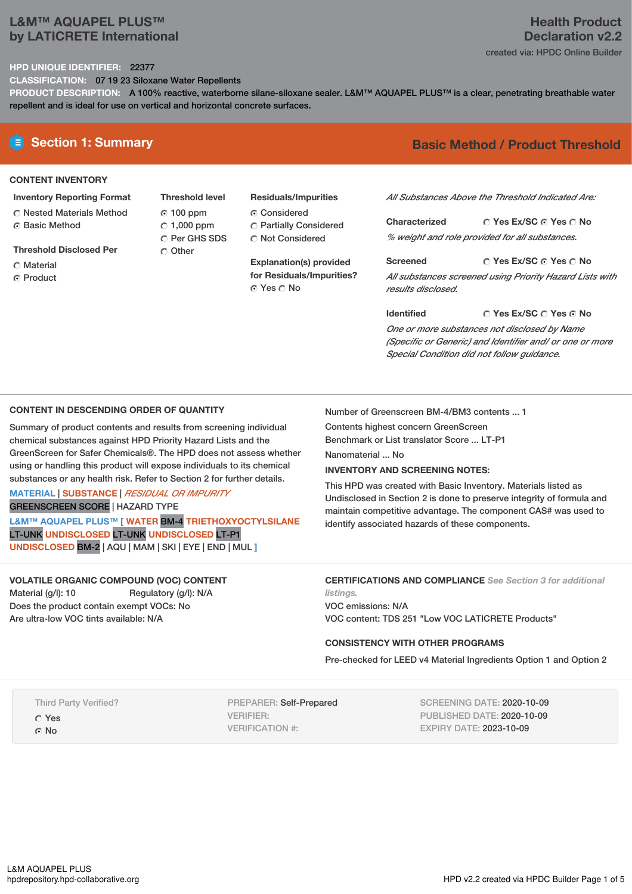# L&M™ AQUAPEL PLUS™ by LATICRETE International

**Health Product Declaration v2.2**

created via: HPDC Online Builder

**HPD UNIQUE IDENTIFIER:** 22377

**CLASSIFICATION:** 07 19 23 Siloxane Water Repellents

**PRODUCT DESCRIPTION:** A 100% reactive, waterborne silane-siloxane sealer. L&M™ AQUAPEL PLUS™ is a clear, penetrating breathable water repellent and is ideal for use on vertical and horizontal concrete surfaces.

## Section 1: Summary

**Basic Method / Product Threshold**

### CONTENT INVENTORY

**Inventory Reporting Format**

- ○ Nested Materials Method
- ◉ Basic Method

**Threshold Disclosed Per**

- ○ Material
- ◉ Product

**Threshold level**

- ◉ 100 ppm
- ○ 1,000 ppm
- ○ Per GHS SDS
- ○ Other

**Residuals/Impurities**

- ◉ Considered
- ○ Partially Considered
- ○ Not Considered

**Explanation(s) provided for Residuals/Impurities?**

◉ Yes ○ No

*All Substances Above the Threshold Indicated Are:*

**Characterized** ○ Yes Ex/SC ◉ Yes ○ No

*% weight and role provided for all substances.*

**Screened** ○ Yes Ex/SC ◉ Yes ○ No

*All substances screened using Priority Hazard Lists with results disclosed.*

**Identified** ○ Yes Ex/SC ○ Yes ◉ No

*One or more substances not disclosed by Name (Specific or Generic) and Identifier and/ or one or more Special Condition did not follow guidance.*

### CONTENT IN DESCENDING ORDER OF QUANTITY

Summary of product contents and results from screening individual chemical substances against HPD Priority Hazard Lists and the GreenScreen for Safer Chemicals®. The HPD does not assess whether using or handling this product will expose individuals to its chemical substances or any health risk. Refer to Section 2 for further details.

MATERIAL | SUBSTANCE | *RESIDUAL OR IMPURITY*
GREENSCREEN SCORE | HAZARD TYPE

L&M™ AQUAPEL PLUS™ [ WATER BM-4 TRIETHOXYOCTYLSILANE LT-UNK UNDISCLOSED LT-UNK UNDISCLOSED LT-P1 UNDISCLOSED BM-2 | AQU | MAM | SKI | EYE | END | MUL ]

Number of Greenscreen BM-4/BM3 contents ... 1

Contents highest concern GreenScreen Benchmark or List translator Score ... LT-P1

Nanomaterial ... No

**INVENTORY AND SCREENING NOTES:**

This HPD was created with Basic Inventory. Materials listed as Undisclosed in Section 2 is done to preserve integrity of formula and maintain competitive advantage. The component CAS# was used to identify associated hazards of these components.

### VOLATILE ORGANIC COMPOUND (VOC) CONTENT

Material (g/l): 10 Regulatory (g/l): N/A

Does the product contain exempt VOCs: No

Are ultra-low VOC tints available: N/A

### CERTIFICATIONS AND COMPLIANCE

*See Section 3 for additional listings.*

VOC emissions: N/A

VOC content: TDS 251 "Low VOC LATICRETE Products"

### CONSISTENCY WITH OTHER PROGRAMS

Pre-checked for LEED v4 Material Ingredients Option 1 and Option 2

Third Party Verified?

- ○ Yes
- ◉ No

PREPARER: Self-Prepared
VERIFIER:
VERIFICATION #:

SCREENING DATE: 2020-10-09
PUBLISHED DATE: 2020-10-09
EXPIRY DATE: 2023-10-09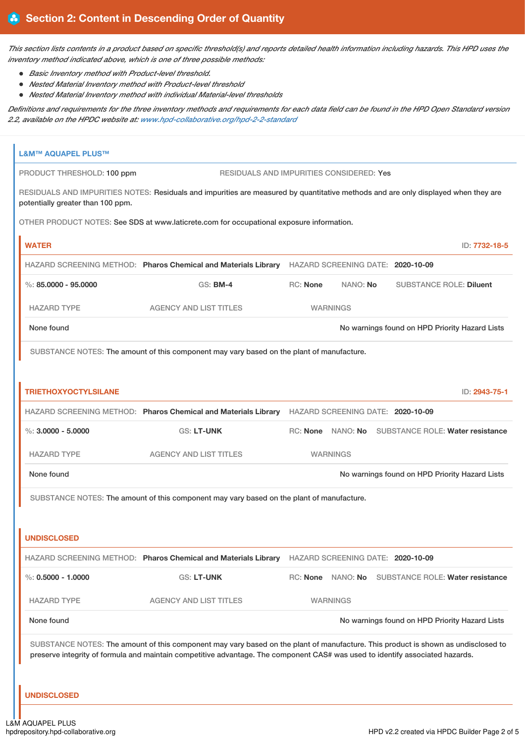## Section 2: Content in Descending Order of Quantity

*This section lists contents in a product based on specific threshold(s) and reports detailed health information including hazards. This HPD uses the inventory method indicated above, which is one of three possible methods:*

- *Basic Inventory method with Product-level threshold.*
- *Nested Material Inventory method with Product-level threshold*
- *Nested Material Inventory method with individual Material-level thresholds*

*Definitions and requirements for the three inventory methods and requirements for each data field can be found in the HPD Open Standard version 2.2, available on the HPDC website at: www.hpd-collaborative.org/hpd-2-2-standard*

### L&M™ AQUAPEL PLUS™

PRODUCT THRESHOLD: 100 ppm

RESIDUALS AND IMPURITIES CONSIDERED: Yes

RESIDUALS AND IMPURITIES NOTES: Residuals and impurities are measured by quantitative methods and are only displayed when they are potentially greater than 100 ppm.

OTHER PRODUCT NOTES: See SDS at www.laticrete.com for occupational exposure information.

#### WATER

ID: 7732-18-5

HAZARD SCREENING METHOD: **Pharos Chemical and Materials Library** HAZARD SCREENING DATE: **2020-10-09**

%: **85.0000 - 95.0000** GS: **BM-4** RC: **None** NANO: **No** SUBSTANCE ROLE: **Diluent**

| HAZARD TYPE | AGENCY AND LIST TITLES | WARNINGS |
| --- | --- | --- |
| None found | | No warnings found on HPD Priority Hazard Lists |

SUBSTANCE NOTES: The amount of this component may vary based on the plant of manufacture.

#### TRIETHOXYOCTYLSILANE

ID: 2943-75-1

HAZARD SCREENING METHOD: **Pharos Chemical and Materials Library** HAZARD SCREENING DATE: **2020-10-09**

%: **3.0000 - 5.0000** GS: **LT-UNK** RC: **None** NANO: **No** SUBSTANCE ROLE: **Water resistance**

| HAZARD TYPE | AGENCY AND LIST TITLES | WARNINGS |
| --- | --- | --- |
| None found | | No warnings found on HPD Priority Hazard Lists |

SUBSTANCE NOTES: The amount of this component may vary based on the plant of manufacture.

#### UNDISCLOSED

HAZARD SCREENING METHOD: **Pharos Chemical and Materials Library** HAZARD SCREENING DATE: **2020-10-09**

%: **0.5000 - 1.0000** GS: **LT-UNK** RC: **None** NANO: **No** SUBSTANCE ROLE: **Water resistance**

| HAZARD TYPE | AGENCY AND LIST TITLES | WARNINGS |
| --- | --- | --- |
| None found | | No warnings found on HPD Priority Hazard Lists |

SUBSTANCE NOTES: The amount of this component may vary based on the plant of manufacture. This product is shown as undisclosed to preserve integrity of formula and maintain competitive advantage. The component CAS# was used to identify associated hazards.

#### UNDISCLOSED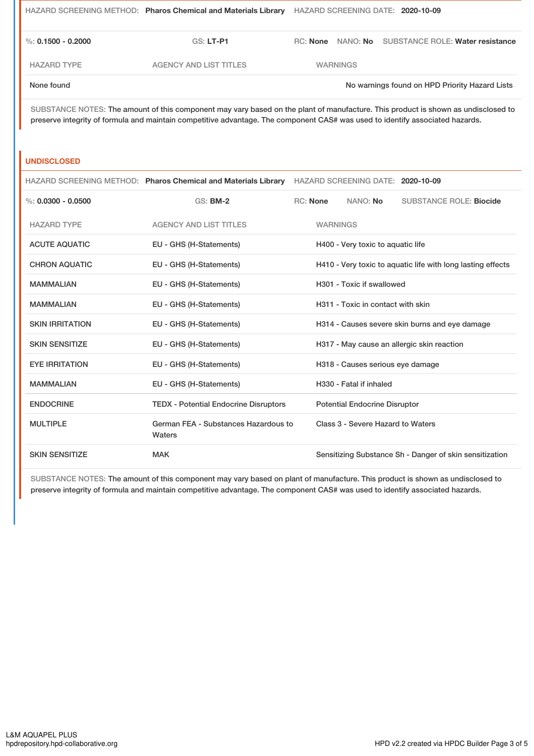HAZARD SCREENING METHOD: **Pharos Chemical and Materials Library** HAZARD SCREENING DATE: **2020-10-09**

%: **0.1500 - 0.2000** GS: **LT-P1** RC: **None** NANO: **No** SUBSTANCE ROLE: **Water resistance**

| HAZARD TYPE | AGENCY AND LIST TITLES | WARNINGS |
| --- | --- | --- |
| None found | | No warnings found on HPD Priority Hazard Lists |

SUBSTANCE NOTES: The amount of this component may vary based on the plant of manufacture. This product is shown as undisclosed to preserve integrity of formula and maintain competitive advantage. The component CAS# was used to identify associated hazards.

## UNDISCLOSED

HAZARD SCREENING METHOD: **Pharos Chemical and Materials Library** HAZARD SCREENING DATE: **2020-10-09**

%: **0.0300 - 0.0500** GS: **BM-2** RC: **None** NANO: **No** SUBSTANCE ROLE: **Biocide**

| HAZARD TYPE | AGENCY AND LIST TITLES | WARNINGS |
| --- | --- | --- |
| ACUTE AQUATIC | EU - GHS (H-Statements) | H400 - Very toxic to aquatic life |
| CHRON AQUATIC | EU - GHS (H-Statements) | H410 - Very toxic to aquatic life with long lasting effects |
| MAMMALIAN | EU - GHS (H-Statements) | H301 - Toxic if swallowed |
| MAMMALIAN | EU - GHS (H-Statements) | H311 - Toxic in contact with skin |
| SKIN IRRITATION | EU - GHS (H-Statements) | H314 - Causes severe skin burns and eye damage |
| SKIN SENSITIZE | EU - GHS (H-Statements) | H317 - May cause an allergic skin reaction |
| EYE IRRITATION | EU - GHS (H-Statements) | H318 - Causes serious eye damage |
| MAMMALIAN | EU - GHS (H-Statements) | H330 - Fatal if inhaled |
| ENDOCRINE | TEDX - Potential Endocrine Disruptors | Potential Endocrine Disruptor |
| MULTIPLE | German FEA - Substances Hazardous to Waters | Class 3 - Severe Hazard to Waters |
| SKIN SENSITIZE | MAK | Sensitizing Substance Sh - Danger of skin sensitization |

SUBSTANCE NOTES: The amount of this component may vary based on plant of manufacture. This product is shown as undisclosed to preserve integrity of formula and maintain competitive advantage. The component CAS# was used to identify associated hazards.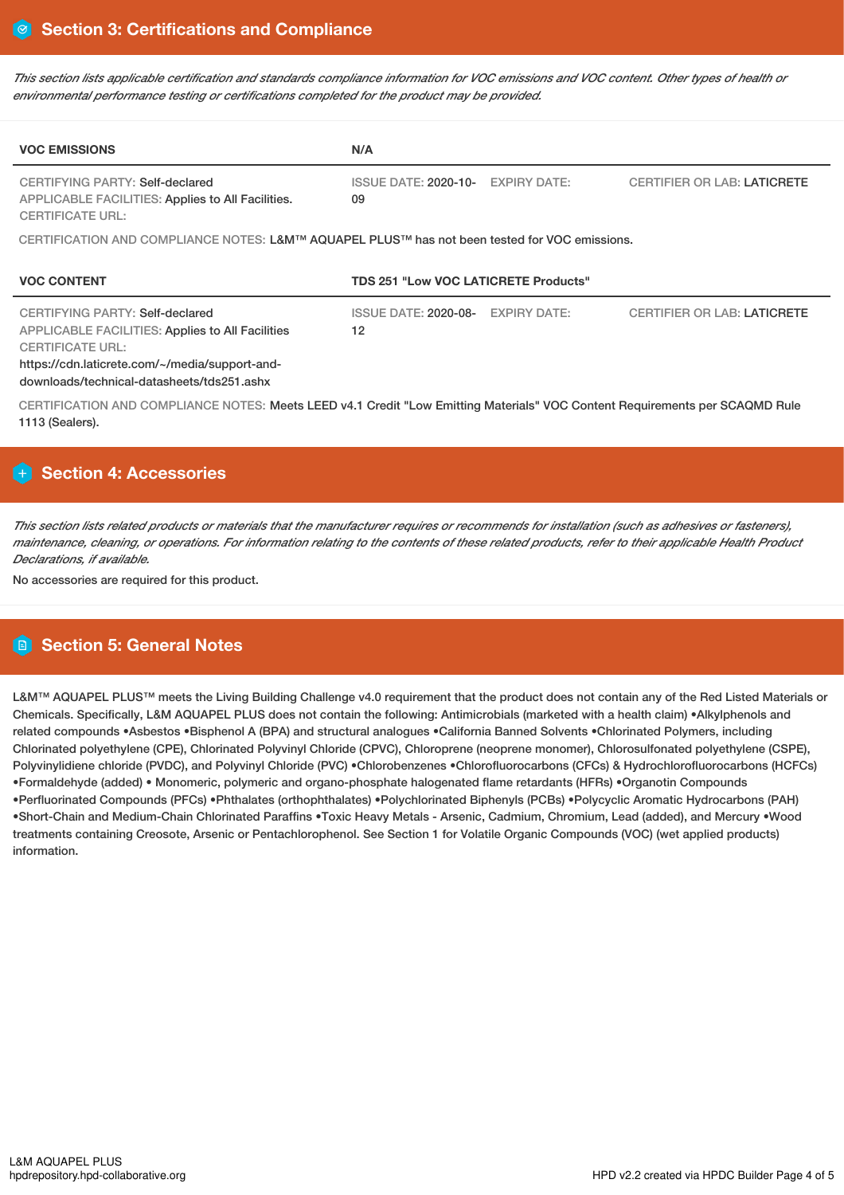## Section 3: Certifications and Compliance

*This section lists applicable certification and standards compliance information for VOC emissions and VOC content. Other types of health or environmental performance testing or certifications completed for the product may be provided.*

| VOC EMISSIONS | N/A | | |
|---|---|---|---|
| CERTIFYING PARTY: Self-declared<br>APPLICABLE FACILITIES: Applies to All Facilities.<br>CERTIFICATE URL: | ISSUE DATE: 2020-10-09 | EXPIRY DATE: | CERTIFIER OR LAB: LATICRETE |

CERTIFICATION AND COMPLIANCE NOTES: L&M™ AQUAPEL PLUS™ has not been tested for VOC emissions.

| VOC CONTENT | TDS 251 "Low VOC LATICRETE Products" | | |
|---|---|---|---|
| CERTIFYING PARTY: Self-declared<br>APPLICABLE FACILITIES: Applies to All Facilities<br>CERTIFICATE URL:<br>https://cdn.laticrete.com/~/media/support-and-downloads/technical-datasheets/tds251.ashx | ISSUE DATE: 2020-08-12 | EXPIRY DATE: | CERTIFIER OR LAB: LATICRETE |

CERTIFICATION AND COMPLIANCE NOTES: Meets LEED v4.1 Credit "Low Emitting Materials" VOC Content Requirements per SCAQMD Rule 1113 (Sealers).

## Section 4: Accessories

*This section lists related products or materials that the manufacturer requires or recommends for installation (such as adhesives or fasteners), maintenance, cleaning, or operations. For information relating to the contents of these related products, refer to their applicable Health Product Declarations, if available.*

No accessories are required for this product.

## Section 5: General Notes

L&M™ AQUAPEL PLUS™ meets the Living Building Challenge v4.0 requirement that the product does not contain any of the Red Listed Materials or Chemicals. Specifically, L&M AQUAPEL PLUS does not contain the following: Antimicrobials (marketed with a health claim) •Alkylphenols and related compounds •Asbestos •Bisphenol A (BPA) and structural analogues •California Banned Solvents •Chlorinated Polymers, including Chlorinated polyethylene (CPE), Chlorinated Polyvinyl Chloride (CPVC), Chloroprene (neoprene monomer), Chlorosulfonated polyethylene (CSPE), Polyvinylidiene chloride (PVDC), and Polyvinyl Chloride (PVC) •Chlorobenzenes •Chlorofluorocarbons (CFCs) & Hydrochlorofluorocarbons (HCFCs) •Formaldehyde (added) • Monomeric, polymeric and organo-phosphate halogenated flame retardants (HFRs) •Organotin Compounds •Perfluorinated Compounds (PFCs) •Phthalates (orthophthalates) •Polychlorinated Biphenyls (PCBs) •Polycyclic Aromatic Hydrocarbons (PAH) •Short-Chain and Medium-Chain Chlorinated Paraffins •Toxic Heavy Metals - Arsenic, Cadmium, Chromium, Lead (added), and Mercury •Wood treatments containing Creosote, Arsenic or Pentachlorophenol. See Section 1 for Volatile Organic Compounds (VOC) (wet applied products) information.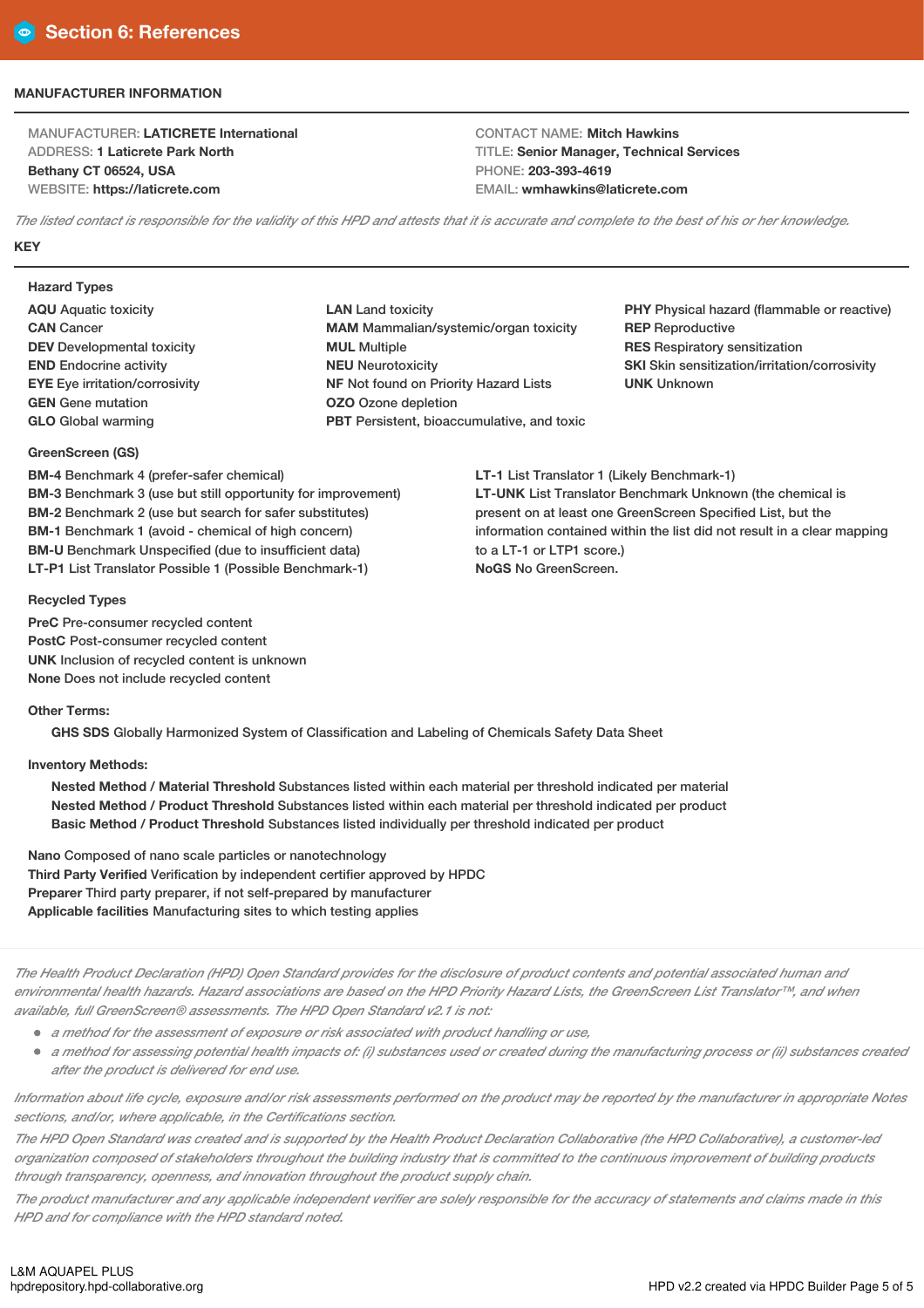## Section 6: References

### MANUFACTURER INFORMATION

MANUFACTURER: **LATICRETE International**
ADDRESS: **1 Laticrete Park North**
**Bethany CT 06524, USA**
WEBSITE: **https://laticrete.com**

CONTACT NAME: **Mitch Hawkins**
TITLE: **Senior Manager, Technical Services**
PHONE: **203-393-4619**
EMAIL: **wmhawkins@laticrete.com**

*The listed contact is responsible for the validity of this HPD and attests that it is accurate and complete to the best of his or her knowledge.*

### KEY

**Hazard Types**

**AQU** Aquatic toxicity
**CAN** Cancer
**DEV** Developmental toxicity
**END** Endocrine activity
**EYE** Eye irritation/corrosivity
**GEN** Gene mutation
**GLO** Global warming
**LAN** Land toxicity
**MAM** Mammalian/systemic/organ toxicity
**MUL** Multiple
**NEU** Neurotoxicity
**NF** Not found on Priority Hazard Lists
**OZO** Ozone depletion
**PBT** Persistent, bioaccumulative, and toxic
**PHY** Physical hazard (flammable or reactive)
**REP** Reproductive
**RES** Respiratory sensitization
**SKI** Skin sensitization/irritation/corrosivity
**UNK** Unknown

**GreenScreen (GS)**

**BM-4** Benchmark 4 (prefer-safer chemical)
**BM-3** Benchmark 3 (use but still opportunity for improvement)
**BM-2** Benchmark 2 (use but search for safer substitutes)
**BM-1** Benchmark 1 (avoid - chemical of high concern)
**BM-U** Benchmark Unspecified (due to insufficient data)
**LT-P1** List Translator Possible 1 (Possible Benchmark-1)
**LT-1** List Translator 1 (Likely Benchmark-1)
**LT-UNK** List Translator Benchmark Unknown (the chemical is present on at least one GreenScreen Specified List, but the information contained within the list did not result in a clear mapping to a LT-1 or LTP1 score.)
**NoGS** No GreenScreen.

**Recycled Types**

**PreC** Pre-consumer recycled content
**PostC** Post-consumer recycled content
**UNK** Inclusion of recycled content is unknown
**None** Does not include recycled content

**Other Terms:**

**GHS SDS** Globally Harmonized System of Classification and Labeling of Chemicals Safety Data Sheet

**Inventory Methods:**

**Nested Method / Material Threshold** Substances listed within each material per threshold indicated per material
**Nested Method / Product Threshold** Substances listed within each material per threshold indicated per product
**Basic Method / Product Threshold** Substances listed individually per threshold indicated per product

**Nano** Composed of nano scale particles or nanotechnology
**Third Party Verified** Verification by independent certifier approved by HPDC
**Preparer** Third party preparer, if not self-prepared by manufacturer
**Applicable facilities** Manufacturing sites to which testing applies

*The Health Product Declaration (HPD) Open Standard provides for the disclosure of product contents and potential associated human and environmental health hazards. Hazard associations are based on the HPD Priority Hazard Lists, the GreenScreen List Translator™, and when available, full GreenScreen® assessments. The HPD Open Standard v2.1 is not:*

- *a method for the assessment of exposure or risk associated with product handling or use,*
- *a method for assessing potential health impacts of: (i) substances used or created during the manufacturing process or (ii) substances created after the product is delivered for end use.*

*Information about life cycle, exposure and/or risk assessments performed on the product may be reported by the manufacturer in appropriate Notes sections, and/or, where applicable, in the Certifications section.*

*The HPD Open Standard was created and is supported by the Health Product Declaration Collaborative (the HPD Collaborative), a customer-led organization composed of stakeholders throughout the building industry that is committed to the continuous improvement of building products through transparency, openness, and innovation throughout the product supply chain.*

*The product manufacturer and any applicable independent verifier are solely responsible for the accuracy of statements and claims made in this HPD and for compliance with the HPD standard noted.*